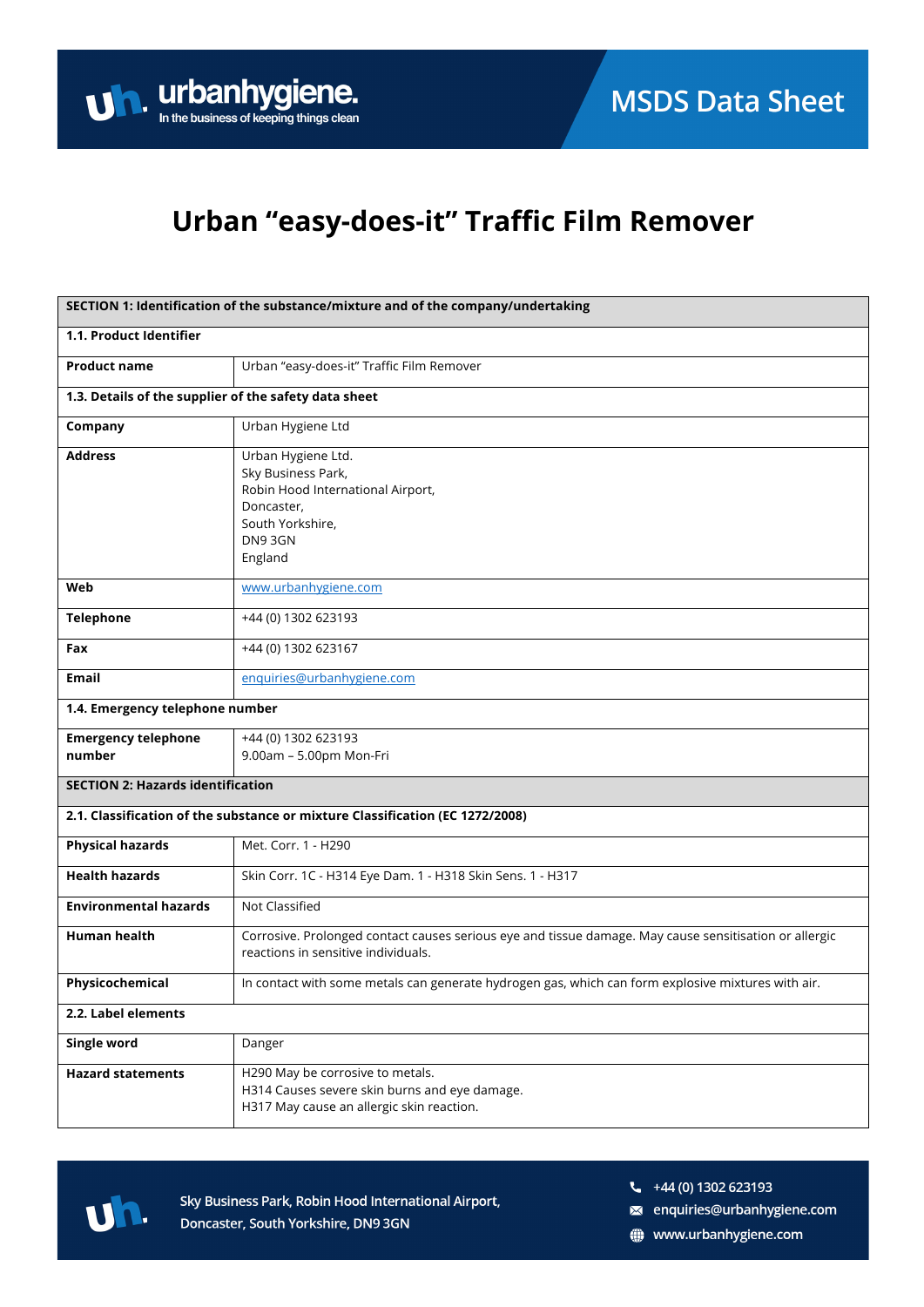# Urban "easy-does-it" Traffic Film Remover

| SECTION 1: Identification of the substance/mixture and of the company/undertaking | |
|---|---|
| **1.1. Product Identifier** | |
| **Product name** | Urban "easy-does-it" Traffic Film Remover |
| **1.3. Details of the supplier of the safety data sheet** | |
| **Company** | Urban Hygiene Ltd |
| **Address** | Urban Hygiene Ltd.<br>Sky Business Park,<br>Robin Hood International Airport,<br>Doncaster,<br>South Yorkshire,<br>DN9 3GN<br>England |
| **Web** | www.urbanhygiene.com |
| **Telephone** | +44 (0) 1302 623193 |
| **Fax** | +44 (0) 1302 623167 |
| **Email** | enquiries@urbanhygiene.com |
| **1.4. Emergency telephone number** | |
| **Emergency telephone number** | +44 (0) 1302 623193<br>9.00am – 5.00pm Mon-Fri |

| SECTION 2: Hazards identification | |
|---|---|
| **2.1. Classification of the substance or mixture Classification (EC 1272/2008)** | |
| **Physical hazards** | Met. Corr. 1 - H290 |
| **Health hazards** | Skin Corr. 1C - H314 Eye Dam. 1 - H318 Skin Sens. 1 - H317 |
| **Environmental hazards** | Not Classified |
| **Human health** | Corrosive. Prolonged contact causes serious eye and tissue damage. May cause sensitisation or allergic reactions in sensitive individuals. |
| **Physicochemical** | In contact with some metals can generate hydrogen gas, which can form explosive mixtures with air. |
| **2.2. Label elements** | |
| **Single word** | Danger |
| **Hazard statements** | H290 May be corrosive to metals.<br>H314 Causes severe skin burns and eye damage.<br>H317 May cause an allergic skin reaction. |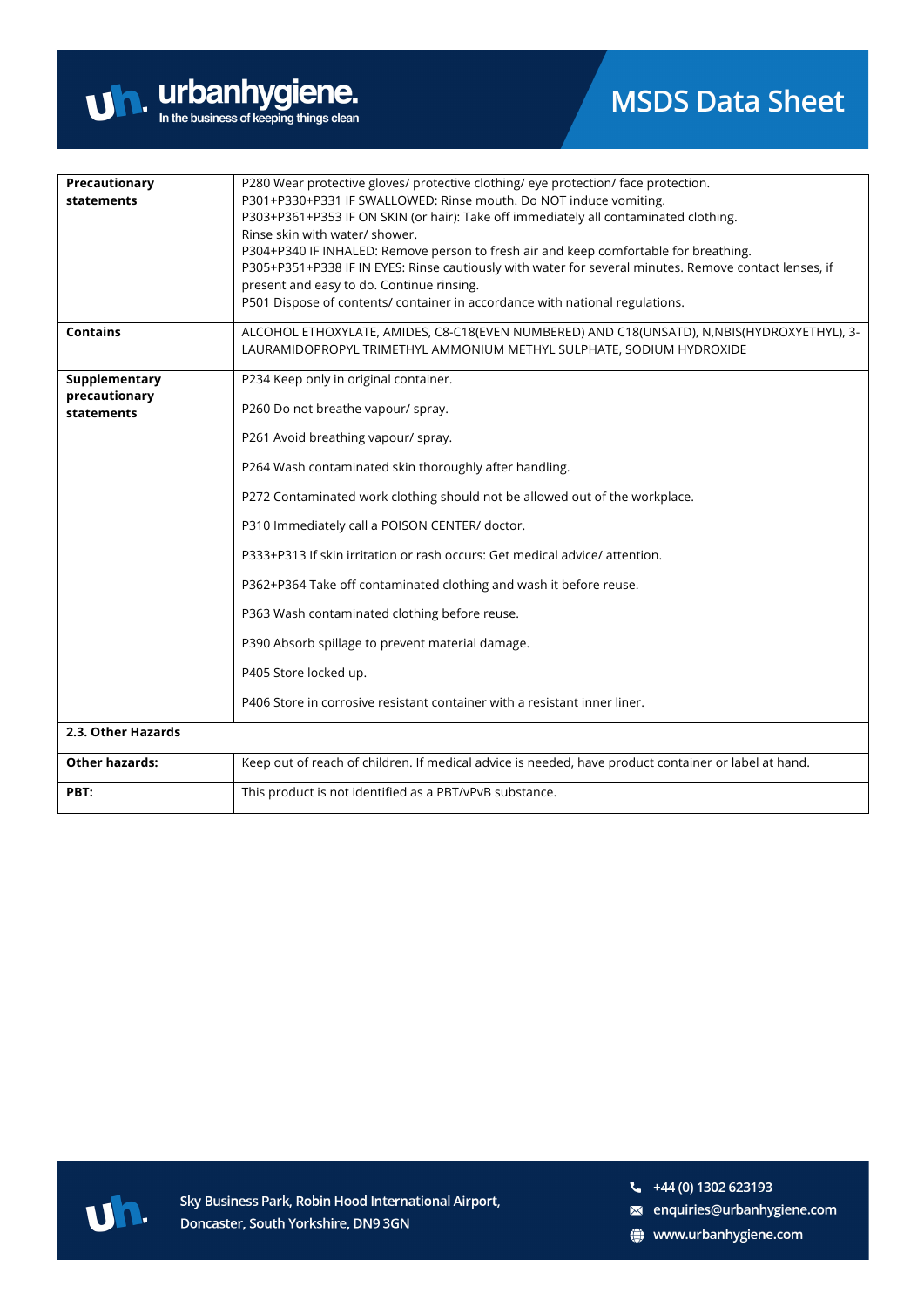| | |
|---|---|
| **Precautionary statements** | P280 Wear protective gloves/ protective clothing/ eye protection/ face protection.<br>P301+P330+P331 IF SWALLOWED: Rinse mouth. Do NOT induce vomiting.<br>P303+P361+P353 IF ON SKIN (or hair): Take off immediately all contaminated clothing. Rinse skin with water/ shower.<br>P304+P340 IF INHALED: Remove person to fresh air and keep comfortable for breathing.<br>P305+P351+P338 IF IN EYES: Rinse cautiously with water for several minutes. Remove contact lenses, if present and easy to do. Continue rinsing.<br>P501 Dispose of contents/ container in accordance with national regulations. |
| **Contains** | ALCOHOL ETHOXYLATE, AMIDES, C8-C18(EVEN NUMBERED) AND C18(UNSATD), N,NBIS(HYDROXYETHYL), 3-LAURAMIDOPROPYL TRIMETHYL AMMONIUM METHYL SULPHATE, SODIUM HYDROXIDE |
| **Supplementary precautionary statements** | P234 Keep only in original container.<br><br>P260 Do not breathe vapour/ spray.<br><br>P261 Avoid breathing vapour/ spray.<br><br>P264 Wash contaminated skin thoroughly after handling.<br><br>P272 Contaminated work clothing should not be allowed out of the workplace.<br><br>P310 Immediately call a POISON CENTER/ doctor.<br><br>P333+P313 If skin irritation or rash occurs: Get medical advice/ attention.<br><br>P362+P364 Take off contaminated clothing and wash it before reuse.<br><br>P363 Wash contaminated clothing before reuse.<br><br>P390 Absorb spillage to prevent material damage.<br><br>P405 Store locked up.<br><br>P406 Store in corrosive resistant container with a resistant inner liner. |

**2.3. Other Hazards**

| | |
|---|---|
| **Other hazards:** | Keep out of reach of children. If medical advice is needed, have product container or label at hand. |
| **PBT:** | This product is not identified as a PBT/vPvB substance. |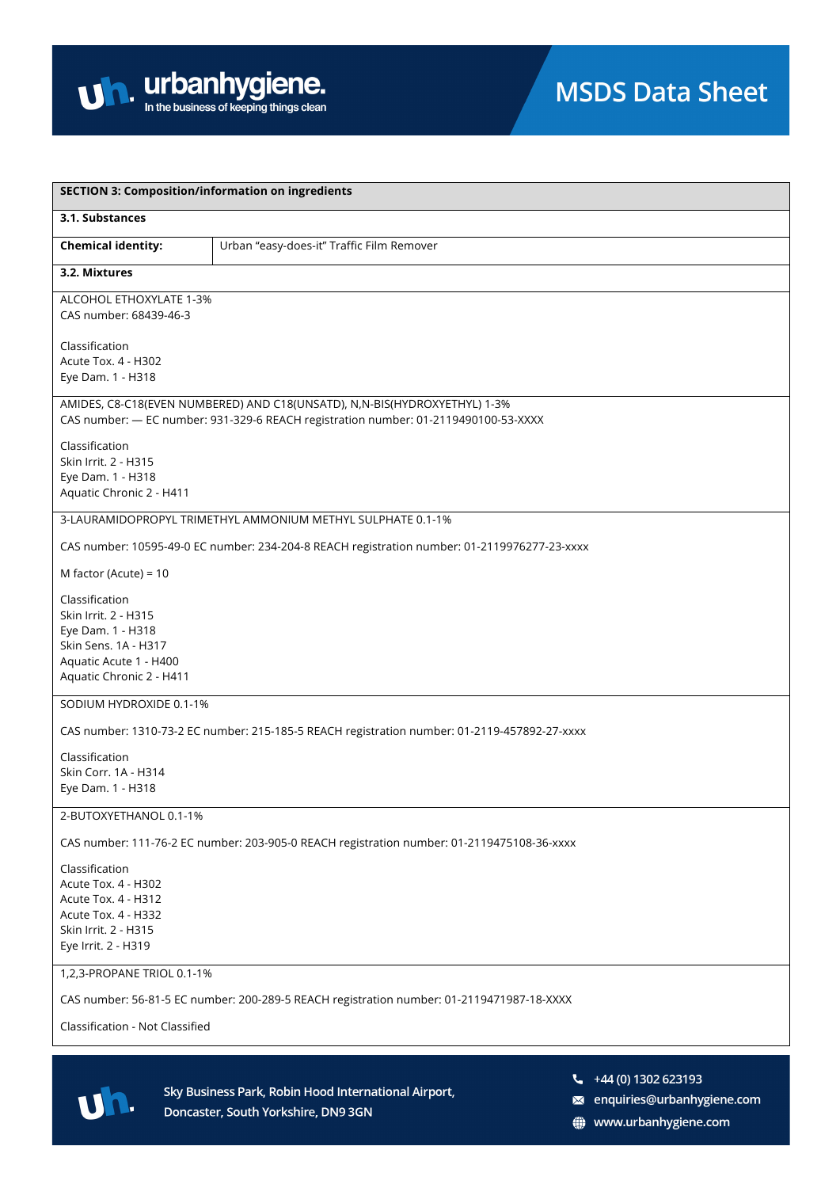## SECTION 3: Composition/information on ingredients

### 3.1. Substances

| **Chemical identity:** | Urban "easy-does-it" Traffic Film Remover |
|---|---|

### 3.2. Mixtures

ALCOHOL ETHOXYLATE 1-3%
CAS number: 68439-46-3

Classification
Acute Tox. 4 - H302
Eye Dam. 1 - H318

AMIDES, C8-C18(EVEN NUMBERED) AND C18(UNSATD), N,N-BIS(HYDROXYETHYL) 1-3%
CAS number: — EC number: 931-329-6 REACH registration number: 01-2119490100-53-XXXX

Classification
Skin Irrit. 2 - H315
Eye Dam. 1 - H318
Aquatic Chronic 2 - H411

3-LAURAMIDOPROPYL TRIMETHYL AMMONIUM METHYL SULPHATE 0.1-1%

CAS number: 10595-49-0 EC number: 234-204-8 REACH registration number: 01-2119976277-23-xxxx

M factor (Acute) = 10

Classification
Skin Irrit. 2 - H315
Eye Dam. 1 - H318
Skin Sens. 1A - H317
Aquatic Acute 1 - H400
Aquatic Chronic 2 - H411

SODIUM HYDROXIDE 0.1-1%

CAS number: 1310-73-2 EC number: 215-185-5 REACH registration number: 01-2119-457892-27-xxxx

Classification
Skin Corr. 1A - H314
Eye Dam. 1 - H318

2-BUTOXYETHANOL 0.1-1%

CAS number: 111-76-2 EC number: 203-905-0 REACH registration number: 01-2119475108-36-xxxx

Classification
Acute Tox. 4 - H302
Acute Tox. 4 - H312
Acute Tox. 4 - H332
Skin Irrit. 2 - H315
Eye Irrit. 2 - H319

1,2,3-PROPANE TRIOL 0.1-1%

CAS number: 56-81-5 EC number: 200-289-5 REACH registration number: 01-2119471987-18-XXXX

Classification - Not Classified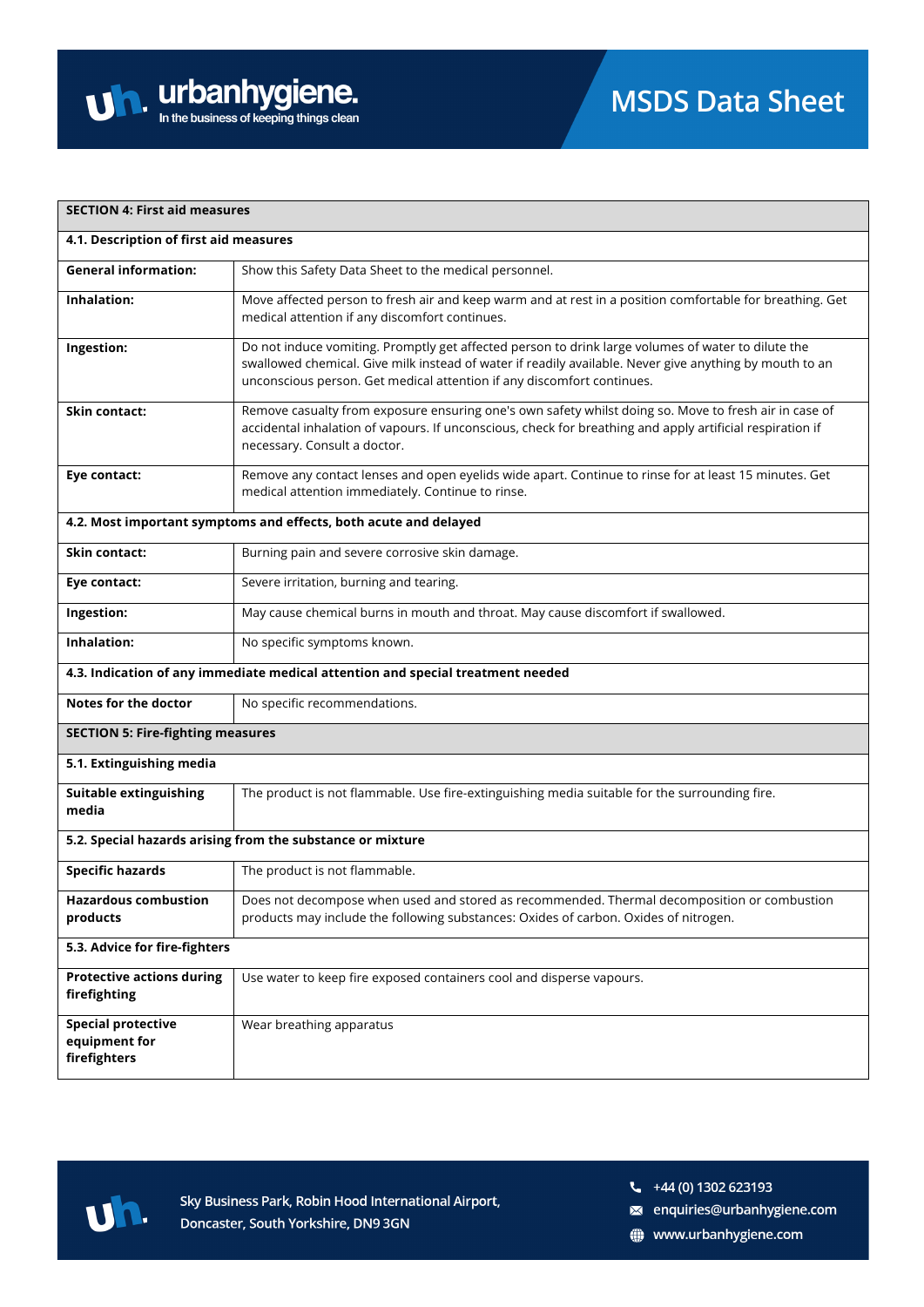| SECTION 4: First aid measures | |
|---|---|
| **4.1. Description of first aid measures** | |
| **General information:** | Show this Safety Data Sheet to the medical personnel. |
| **Inhalation:** | Move affected person to fresh air and keep warm and at rest in a position comfortable for breathing. Get medical attention if any discomfort continues. |
| **Ingestion:** | Do not induce vomiting. Promptly get affected person to drink large volumes of water to dilute the swallowed chemical. Give milk instead of water if readily available. Never give anything by mouth to an unconscious person. Get medical attention if any discomfort continues. |
| **Skin contact:** | Remove casualty from exposure ensuring one's own safety whilst doing so. Move to fresh air in case of accidental inhalation of vapours. If unconscious, check for breathing and apply artificial respiration if necessary. Consult a doctor. |
| **Eye contact:** | Remove any contact lenses and open eyelids wide apart. Continue to rinse for at least 15 minutes. Get medical attention immediately. Continue to rinse. |
| **4.2. Most important symptoms and effects, both acute and delayed** | |
| **Skin contact:** | Burning pain and severe corrosive skin damage. |
| **Eye contact:** | Severe irritation, burning and tearing. |
| **Ingestion:** | May cause chemical burns in mouth and throat. May cause discomfort if swallowed. |
| **Inhalation:** | No specific symptoms known. |
| **4.3. Indication of any immediate medical attention and special treatment needed** | |
| **Notes for the doctor** | No specific recommendations. |

| SECTION 5: Fire-fighting measures | |
|---|---|
| **5.1. Extinguishing media** | |
| **Suitable extinguishing media** | The product is not flammable. Use fire-extinguishing media suitable for the surrounding fire. |
| **5.2. Special hazards arising from the substance or mixture** | |
| **Specific hazards** | The product is not flammable. |
| **Hazardous combustion products** | Does not decompose when used and stored as recommended. Thermal decomposition or combustion products may include the following substances: Oxides of carbon. Oxides of nitrogen. |
| **5.3. Advice for fire-fighters** | |
| **Protective actions during firefighting** | Use water to keep fire exposed containers cool and disperse vapours. |
| **Special protective equipment for firefighters** | Wear breathing apparatus |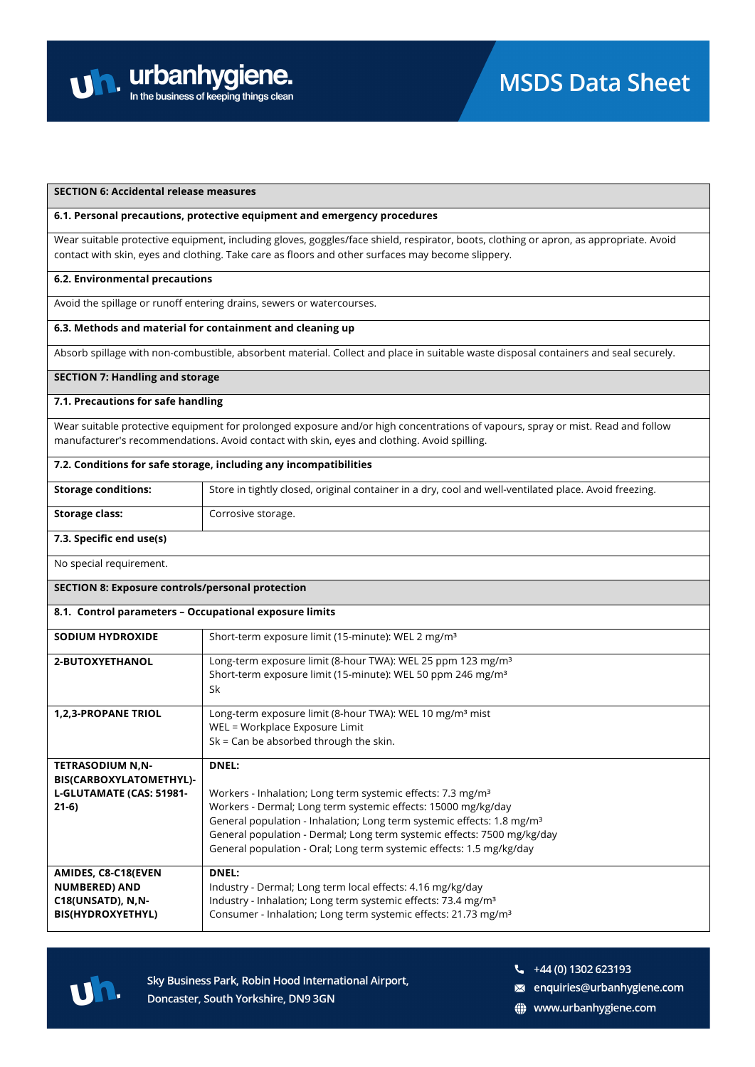## SECTION 6: Accidental release measures

### 6.1. Personal precautions, protective equipment and emergency procedures

Wear suitable protective equipment, including gloves, goggles/face shield, respirator, boots, clothing or apron, as appropriate. Avoid contact with skin, eyes and clothing. Take care as floors and other surfaces may become slippery.

### 6.2. Environmental precautions

Avoid the spillage or runoff entering drains, sewers or watercourses.

### 6.3. Methods and material for containment and cleaning up

Absorb spillage with non-combustible, absorbent material. Collect and place in suitable waste disposal containers and seal securely.

## SECTION 7: Handling and storage

### 7.1. Precautions for safe handling

Wear suitable protective equipment for prolonged exposure and/or high concentrations of vapours, spray or mist. Read and follow manufacturer's recommendations. Avoid contact with skin, eyes and clothing. Avoid spilling.

### 7.2. Conditions for safe storage, including any incompatibilities

| | |
|---|---|
| **Storage conditions:** | Store in tightly closed, original container in a dry, cool and well-ventilated place. Avoid freezing. |
| **Storage class:** | Corrosive storage. |

### 7.3. Specific end use(s)

No special requirement.

## SECTION 8: Exposure controls/personal protection

### 8.1. Control parameters – Occupational exposure limits

| | |
|---|---|
| **SODIUM HYDROXIDE** | Short-term exposure limit (15-minute): WEL 2 mg/m³ |
| **2-BUTOXYETHANOL** | Long-term exposure limit (8-hour TWA): WEL 25 ppm 123 mg/m³<br>Short-term exposure limit (15-minute): WEL 50 ppm 246 mg/m³<br>Sk |
| **1,2,3-PROPANE TRIOL** | Long-term exposure limit (8-hour TWA): WEL 10 mg/m³ mist<br>WEL = Workplace Exposure Limit<br>Sk = Can be absorbed through the skin. |
| **TETRASODIUM N,N-BIS(CARBOXYLATOMETHYL)-L-GLUTAMATE (CAS: 51981-21-6)** | **DNEL:**<br><br>Workers - Inhalation; Long term systemic effects: 7.3 mg/m³<br>Workers - Dermal; Long term systemic effects: 15000 mg/kg/day<br>General population - Inhalation; Long term systemic effects: 1.8 mg/m³<br>General population - Dermal; Long term systemic effects: 7500 mg/kg/day<br>General population - Oral; Long term systemic effects: 1.5 mg/kg/day |
| **AMIDES, C8-C18(EVEN NUMBERED) AND C18(UNSATD), N,N-BIS(HYDROXYETHYL)** | **DNEL:**<br>Industry - Dermal; Long term local effects: 4.16 mg/kg/day<br>Industry - Inhalation; Long term systemic effects: 73.4 mg/m³<br>Consumer - Inhalation; Long term systemic effects: 21.73 mg/m³ |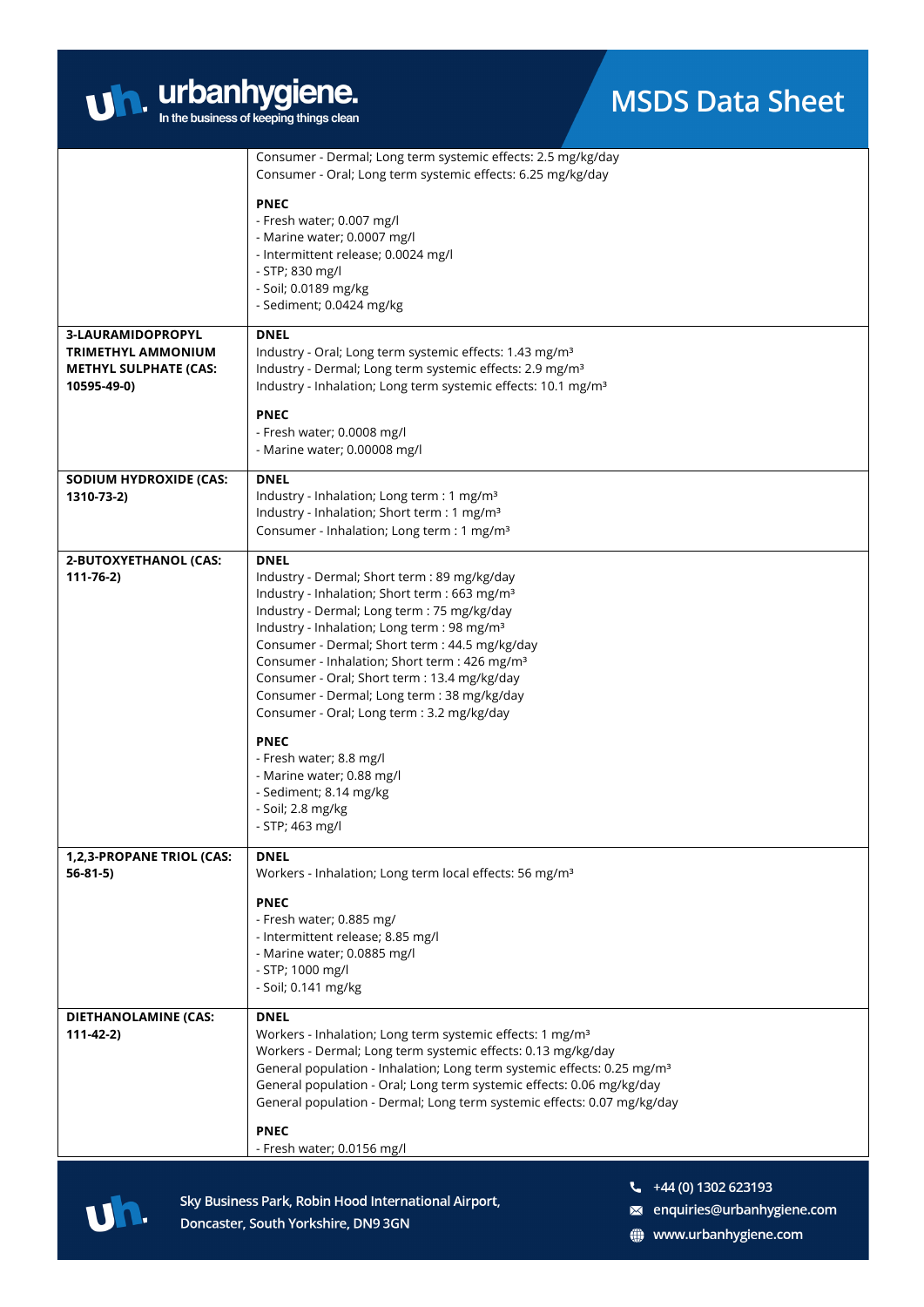| | |
|---|---|
| | Consumer - Dermal; Long term systemic effects: 2.5 mg/kg/day<br>Consumer - Oral; Long term systemic effects: 6.25 mg/kg/day<br><br>**PNEC**<br>- Fresh water; 0.007 mg/l<br>- Marine water; 0.0007 mg/l<br>- Intermittent release; 0.0024 mg/l<br>- STP; 830 mg/l<br>- Soil; 0.0189 mg/kg<br>- Sediment; 0.0424 mg/kg |
| **3-LAURAMIDOPROPYL TRIMETHYL AMMONIUM METHYL SULPHATE (CAS: 10595-49-0)** | **DNEL**<br>Industry - Oral; Long term systemic effects: 1.43 mg/m³<br>Industry - Dermal; Long term systemic effects: 2.9 mg/m³<br>Industry - Inhalation; Long term systemic effects: 10.1 mg/m³<br><br>**PNEC**<br>- Fresh water; 0.0008 mg/l<br>- Marine water; 0.00008 mg/l |
| **SODIUM HYDROXIDE (CAS: 1310-73-2)** | **DNEL**<br>Industry - Inhalation; Long term : 1 mg/m³<br>Industry - Inhalation; Short term : 1 mg/m³<br>Consumer - Inhalation; Long term : 1 mg/m³ |
| **2-BUTOXYETHANOL (CAS: 111-76-2)** | **DNEL**<br>Industry - Dermal; Short term : 89 mg/kg/day<br>Industry - Inhalation; Short term : 663 mg/m³<br>Industry - Dermal; Long term : 75 mg/kg/day<br>Industry - Inhalation; Long term : 98 mg/m³<br>Consumer - Dermal; Short term : 44.5 mg/kg/day<br>Consumer - Inhalation; Short term : 426 mg/m³<br>Consumer - Oral; Short term : 13.4 mg/kg/day<br>Consumer - Dermal; Long term : 38 mg/kg/day<br>Consumer - Oral; Long term : 3.2 mg/kg/day<br><br>**PNEC**<br>- Fresh water; 8.8 mg/l<br>- Marine water; 0.88 mg/l<br>- Sediment; 8.14 mg/kg<br>- Soil; 2.8 mg/kg<br>- STP; 463 mg/l |
| **1,2,3-PROPANE TRIOL (CAS: 56-81-5)** | **DNEL**<br>Workers - Inhalation; Long term local effects: 56 mg/m³<br><br>**PNEC**<br>- Fresh water; 0.885 mg/<br>- Intermittent release; 8.85 mg/l<br>- Marine water; 0.0885 mg/l<br>- STP; 1000 mg/l<br>- Soil; 0.141 mg/kg |
| **DIETHANOLAMINE (CAS: 111-42-2)** | **DNEL**<br>Workers - Inhalation; Long term systemic effects: 1 mg/m³<br>Workers - Dermal; Long term systemic effects: 0.13 mg/kg/day<br>General population - Inhalation; Long term systemic effects: 0.25 mg/m³<br>General population - Oral; Long term systemic effects: 0.06 mg/kg/day<br>General population - Dermal; Long term systemic effects: 0.07 mg/kg/day<br><br>**PNEC**<br>- Fresh water; 0.0156 mg/l |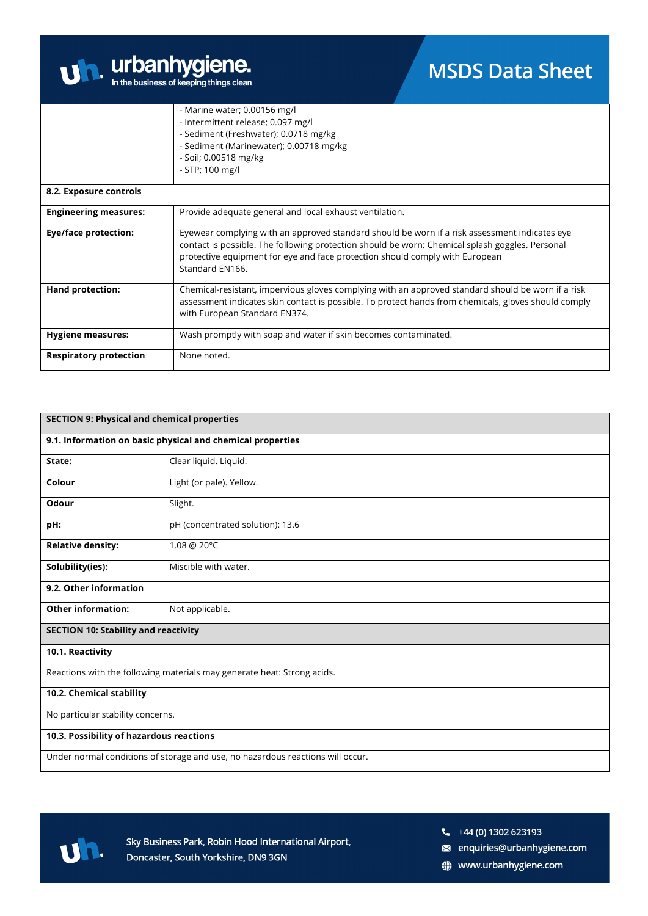| | |
|---|---|
| | - Marine water; 0.00156 mg/l<br>- Intermittent release; 0.097 mg/l<br>- Sediment (Freshwater); 0.0718 mg/kg<br>- Sediment (Marinewater); 0.00718 mg/kg<br>- Soil; 0.00518 mg/kg<br>- STP; 100 mg/l |
| **8.2. Exposure controls** | |
| **Engineering measures:** | Provide adequate general and local exhaust ventilation. |
| **Eye/face protection:** | Eyewear complying with an approved standard should be worn if a risk assessment indicates eye contact is possible. The following protection should be worn: Chemical splash goggles. Personal protective equipment for eye and face protection should comply with European Standard EN166. |
| **Hand protection:** | Chemical-resistant, impervious gloves complying with an approved standard should be worn if a risk assessment indicates skin contact is possible. To protect hands from chemicals, gloves should comply with European Standard EN374. |
| **Hygiene measures:** | Wash promptly with soap and water if skin becomes contaminated. |
| **Respiratory protection** | None noted. |

| **SECTION 9: Physical and chemical properties** | |
|---|---|
| **9.1. Information on basic physical and chemical properties** | |
| **State:** | Clear liquid. Liquid. |
| **Colour** | Light (or pale). Yellow. |
| **Odour** | Slight. |
| **pH:** | pH (concentrated solution): 13.6 |
| **Relative density:** | 1.08 @ 20°C |
| **Solubility(ies):** | Miscible with water. |
| **9.2. Other information** | |
| **Other information:** | Not applicable. |

| **SECTION 10: Stability and reactivity** |
|---|
| **10.1. Reactivity** |
| Reactions with the following materials may generate heat: Strong acids. |
| **10.2. Chemical stability** |
| No particular stability concerns. |
| **10.3. Possibility of hazardous reactions** |
| Under normal conditions of storage and use, no hazardous reactions will occur. |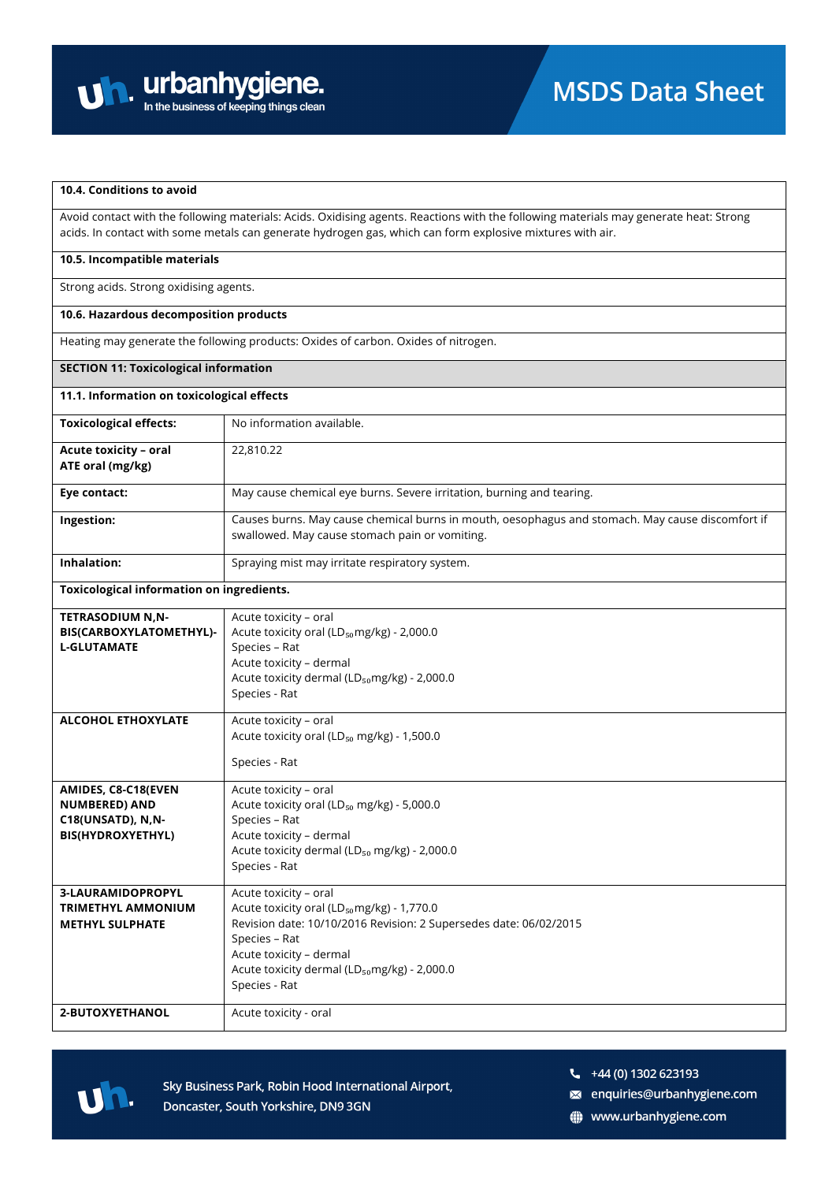**10.4. Conditions to avoid**

Avoid contact with the following materials: Acids. Oxidising agents. Reactions with the following materials may generate heat: Strong acids. In contact with some metals can generate hydrogen gas, which can form explosive mixtures with air.

**10.5. Incompatible materials**

Strong acids. Strong oxidising agents.

**10.6. Hazardous decomposition products**

Heating may generate the following products: Oxides of carbon. Oxides of nitrogen.

## SECTION 11: Toxicological information

**11.1. Information on toxicological effects**

| | |
|---|---|
| **Toxicological effects:** | No information available. |
| **Acute toxicity – oral ATE oral (mg/kg)** | 22,810.22 |
| **Eye contact:** | May cause chemical eye burns. Severe irritation, burning and tearing. |
| **Ingestion:** | Causes burns. May cause chemical burns in mouth, oesophagus and stomach. May cause discomfort if swallowed. May cause stomach pain or vomiting. |
| **Inhalation:** | Spraying mist may irritate respiratory system. |

**Toxicological information on ingredients.**

| | |
|---|---|
| **TETRASODIUM N,N-BIS(CARBOXYLATOMETHYL)-L-GLUTAMATE** | Acute toxicity – oral<br>Acute toxicity oral ($LD_{50}$mg/kg) - 2,000.0<br>Species – Rat<br>Acute toxicity – dermal<br>Acute toxicity dermal ($LD_{50}$mg/kg) - 2,000.0<br>Species - Rat |
| **ALCOHOL ETHOXYLATE** | Acute toxicity – oral<br>Acute toxicity oral ($LD_{50}$ mg/kg) - 1,500.0<br>Species - Rat |
| **AMIDES, C8-C18(EVEN NUMBERED) AND C18(UNSATD), N,N-BIS(HYDROXYETHYL)** | Acute toxicity – oral<br>Acute toxicity oral ($LD_{50}$ mg/kg) - 5,000.0<br>Species – Rat<br>Acute toxicity – dermal<br>Acute toxicity dermal ($LD_{50}$ mg/kg) - 2,000.0<br>Species - Rat |
| **3-LAURAMIDOPROPYL TRIMETHYL AMMONIUM METHYL SULPHATE** | Acute toxicity – oral<br>Acute toxicity oral ($LD_{50}$mg/kg) - 1,770.0<br>Revision date: 10/10/2016 Revision: 2 Supersedes date: 06/02/2015<br>Species – Rat<br>Acute toxicity – dermal<br>Acute toxicity dermal ($LD_{50}$mg/kg) - 2,000.0<br>Species - Rat |
| **2-BUTOXYETHANOL** | Acute toxicity - oral |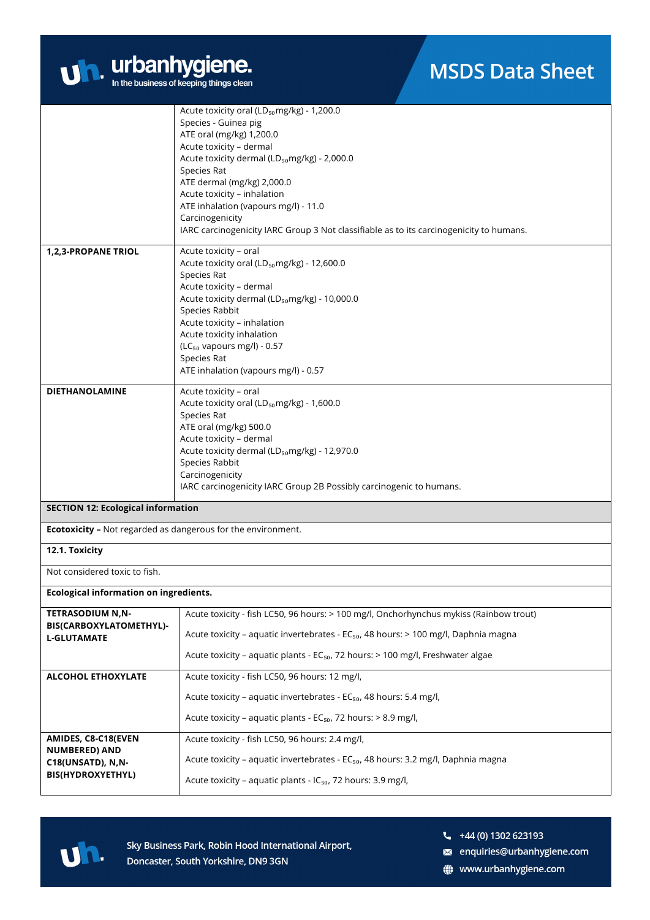| | |
|---|---|
| | Acute toxicity oral ($LD_{50}$mg/kg) - 1,200.0<br>Species - Guinea pig<br>ATE oral (mg/kg) 1,200.0<br>Acute toxicity – dermal<br>Acute toxicity dermal ($LD_{50}$mg/kg) - 2,000.0<br>Species Rat<br>ATE dermal (mg/kg) 2,000.0<br>Acute toxicity – inhalation<br>ATE inhalation (vapours mg/l) - 11.0<br>Carcinogenicity<br>IARC carcinogenicity IARC Group 3 Not classifiable as to its carcinogenicity to humans. |
| **1,2,3-PROPANE TRIOL** | Acute toxicity – oral<br>Acute toxicity oral ($LD_{50}$mg/kg) - 12,600.0<br>Species Rat<br>Acute toxicity – dermal<br>Acute toxicity dermal ($LD_{50}$mg/kg) - 10,000.0<br>Species Rabbit<br>Acute toxicity – inhalation<br>Acute toxicity inhalation<br>($LC_{50}$ vapours mg/l) - 0.57<br>Species Rat<br>ATE inhalation (vapours mg/l) - 0.57 |
| **DIETHANOLAMINE** | Acute toxicity – oral<br>Acute toxicity oral ($LD_{50}$mg/kg) - 1,600.0<br>Species Rat<br>ATE oral (mg/kg) 500.0<br>Acute toxicity – dermal<br>Acute toxicity dermal ($LD_{50}$mg/kg) - 12,970.0<br>Species Rabbit<br>Carcinogenicity<br>IARC carcinogenicity IARC Group 2B Possibly carcinogenic to humans. |

## SECTION 12: Ecological information

**Ecotoxicity –** Not regarded as dangerous for the environment.

**12.1. Toxicity**

Not considered toxic to fish.

**Ecological information on ingredients.**

| | |
|---|---|
| **TETRASODIUM N,N-BIS(CARBOXYLATOMETHYL)-L-GLUTAMATE** | Acute toxicity - fish LC50, 96 hours: > 100 mg/l, Onchorhynchus mykiss (Rainbow trout)<br><br>Acute toxicity – aquatic invertebrates - $EC_{50}$, 48 hours: > 100 mg/l, Daphnia magna<br><br>Acute toxicity – aquatic plants - $EC_{50}$, 72 hours: > 100 mg/l, Freshwater algae |
| **ALCOHOL ETHOXYLATE** | Acute toxicity - fish LC50, 96 hours: 12 mg/l,<br><br>Acute toxicity – aquatic invertebrates - $EC_{50}$, 48 hours: 5.4 mg/l,<br><br>Acute toxicity – aquatic plants - $EC_{50}$, 72 hours: > 8.9 mg/l, |
| **AMIDES, C8-C18(EVEN NUMBERED) AND C18(UNSATD), N,N-BIS(HYDROXYETHYL)** | Acute toxicity - fish LC50, 96 hours: 2.4 mg/l,<br><br>Acute toxicity – aquatic invertebrates - $EC_{50}$, 48 hours: 3.2 mg/l, Daphnia magna<br><br>Acute toxicity – aquatic plants - $IC_{50}$, 72 hours: 3.9 mg/l, |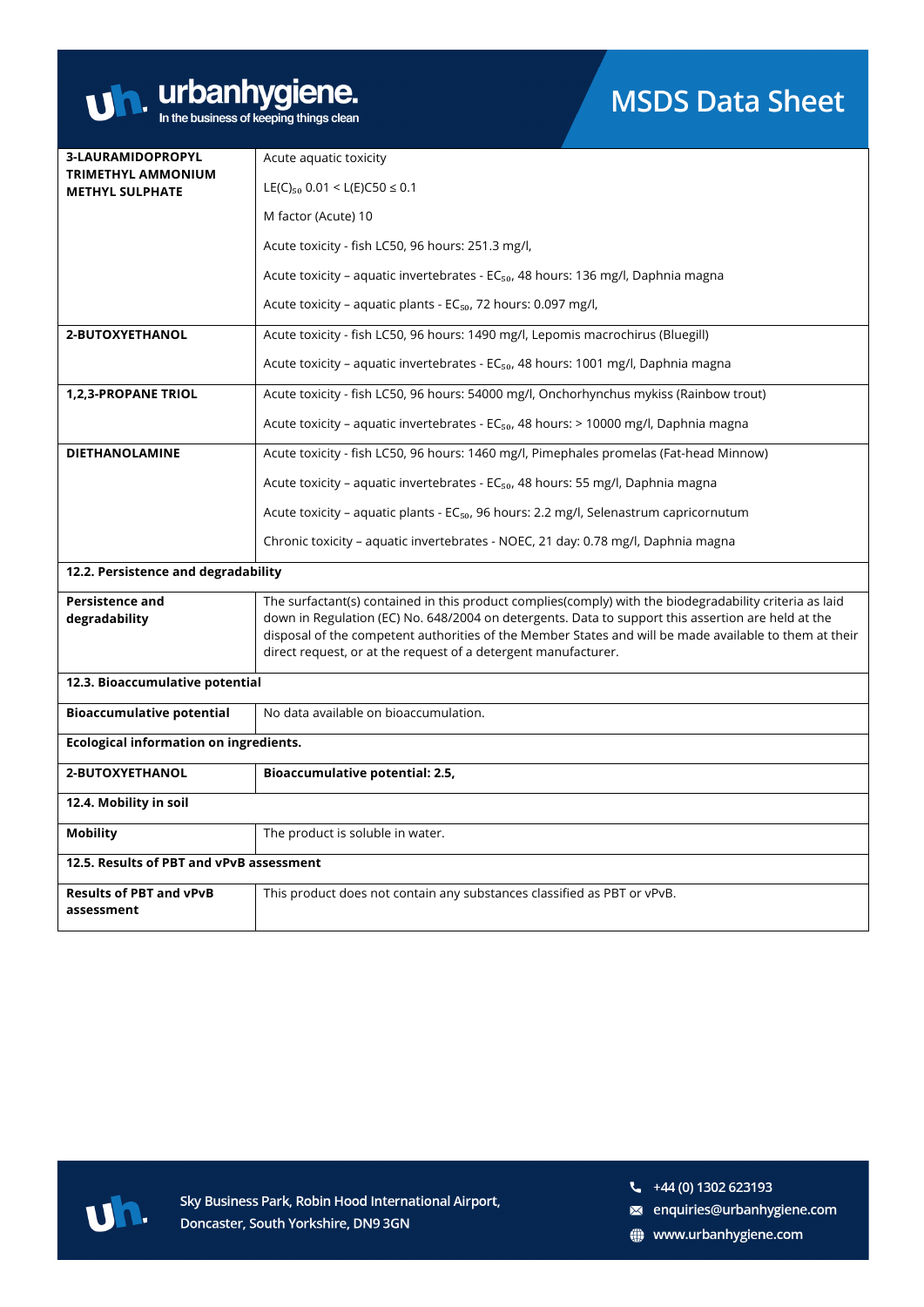| | |
|---|---|
| **3-LAURAMIDOPROPYL TRIMETHYL AMMONIUM METHYL SULPHATE** | Acute aquatic toxicity<br><br>$L E(C)_{50}$ 0.01 < L(E)C50 ≤ 0.1<br><br>M factor (Acute) 10<br><br>Acute toxicity - fish LC50, 96 hours: 251.3 mg/l,<br><br>Acute toxicity – aquatic invertebrates - $EC_{50}$, 48 hours: 136 mg/l, Daphnia magna<br><br>Acute toxicity – aquatic plants - $EC_{50}$, 72 hours: 0.097 mg/l, |
| **2-BUTOXYETHANOL** | Acute toxicity - fish LC50, 96 hours: 1490 mg/l, Lepomis macrochirus (Bluegill)<br><br>Acute toxicity – aquatic invertebrates - $EC_{50}$, 48 hours: 1001 mg/l, Daphnia magna |
| **1,2,3-PROPANE TRIOL** | Acute toxicity - fish LC50, 96 hours: 54000 mg/l, Onchorhynchus mykiss (Rainbow trout)<br><br>Acute toxicity – aquatic invertebrates - $EC_{50}$, 48 hours: > 10000 mg/l, Daphnia magna |
| **DIETHANOLAMINE** | Acute toxicity - fish LC50, 96 hours: 1460 mg/l, Pimephales promelas (Fat-head Minnow)<br><br>Acute toxicity – aquatic invertebrates - $EC_{50}$, 48 hours: 55 mg/l, Daphnia magna<br><br>Acute toxicity – aquatic plants - $EC_{50}$, 96 hours: 2.2 mg/l, Selenastrum capricornutum<br><br>Chronic toxicity – aquatic invertebrates - NOEC, 21 day: 0.78 mg/l, Daphnia magna |
| **12.2. Persistence and degradability** | |
| **Persistence and degradability** | The surfactant(s) contained in this product complies(comply) with the biodegradability criteria as laid down in Regulation (EC) No. 648/2004 on detergents. Data to support this assertion are held at the disposal of the competent authorities of the Member States and will be made available to them at their direct request, or at the request of a detergent manufacturer. |
| **12.3. Bioaccumulative potential** | |
| **Bioaccumulative potential** | No data available on bioaccumulation. |
| **Ecological information on ingredients.** | |
| **2-BUTOXYETHANOL** | **Bioaccumulative potential: 2.5,** |
| **12.4. Mobility in soil** | |
| **Mobility** | The product is soluble in water. |
| **12.5. Results of PBT and vPvB assessment** | |
| **Results of PBT and vPvB assessment** | This product does not contain any substances classified as PBT or vPvB. |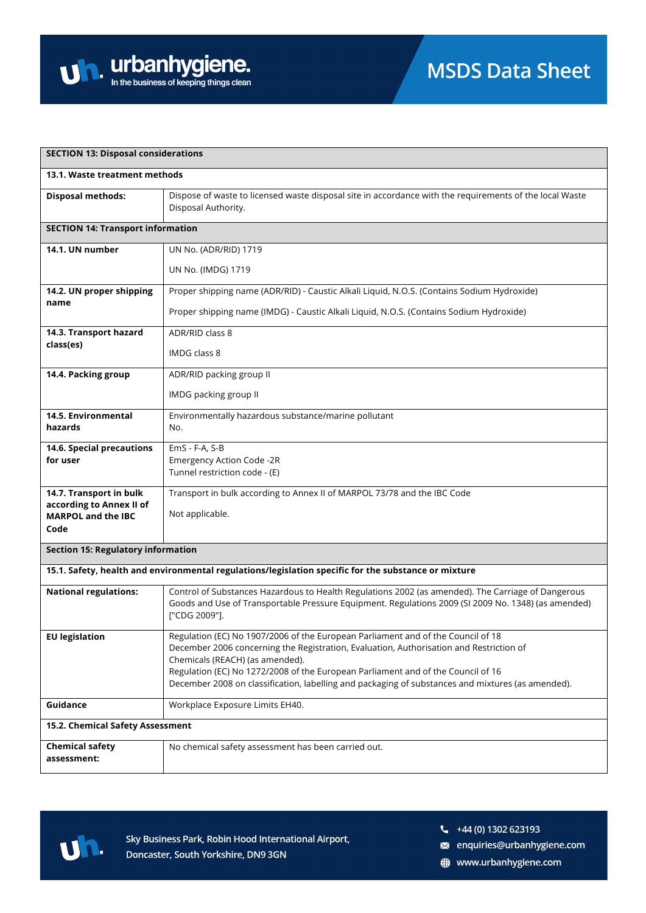| SECTION 13: Disposal considerations | |
|---|---|
| **13.1. Waste treatment methods** | |
| **Disposal methods:** | Dispose of waste to licensed waste disposal site in accordance with the requirements of the local Waste Disposal Authority. |
| **SECTION 14: Transport information** | |
| **14.1. UN number** | UN No. (ADR/RID) 1719<br><br>UN No. (IMDG) 1719 |
| **14.2. UN proper shipping name** | Proper shipping name (ADR/RID) - Caustic Alkali Liquid, N.O.S. (Contains Sodium Hydroxide)<br><br>Proper shipping name (IMDG) - Caustic Alkali Liquid, N.O.S. (Contains Sodium Hydroxide) |
| **14.3. Transport hazard class(es)** | ADR/RID class 8<br><br>IMDG class 8 |
| **14.4. Packing group** | ADR/RID packing group II<br><br>IMDG packing group II |
| **14.5. Environmental hazards** | Environmentally hazardous substance/marine pollutant<br>No. |
| **14.6. Special precautions for user** | EmS - F-A, S-B<br>Emergency Action Code -2R<br>Tunnel restriction code - (E) |
| **14.7. Transport in bulk according to Annex II of MARPOL and the IBC Code** | Transport in bulk according to Annex II of MARPOL 73/78 and the IBC Code<br><br>Not applicable. |
| **Section 15: Regulatory information** | |
| **15.1. Safety, health and environmental regulations/legislation specific for the substance or mixture** | |
| **National regulations:** | Control of Substances Hazardous to Health Regulations 2002 (as amended). The Carriage of Dangerous Goods and Use of Transportable Pressure Equipment. Regulations 2009 (SI 2009 No. 1348) (as amended) ["CDG 2009"]. |
| **EU legislation** | Regulation (EC) No 1907/2006 of the European Parliament and of the Council of 18 December 2006 concerning the Registration, Evaluation, Authorisation and Restriction of Chemicals (REACH) (as amended).<br>Regulation (EC) No 1272/2008 of the European Parliament and of the Council of 16 December 2008 on classification, labelling and packaging of substances and mixtures (as amended). |
| **Guidance** | Workplace Exposure Limits EH40. |
| **15.2. Chemical Safety Assessment** | |
| **Chemical safety assessment:** | No chemical safety assessment has been carried out. |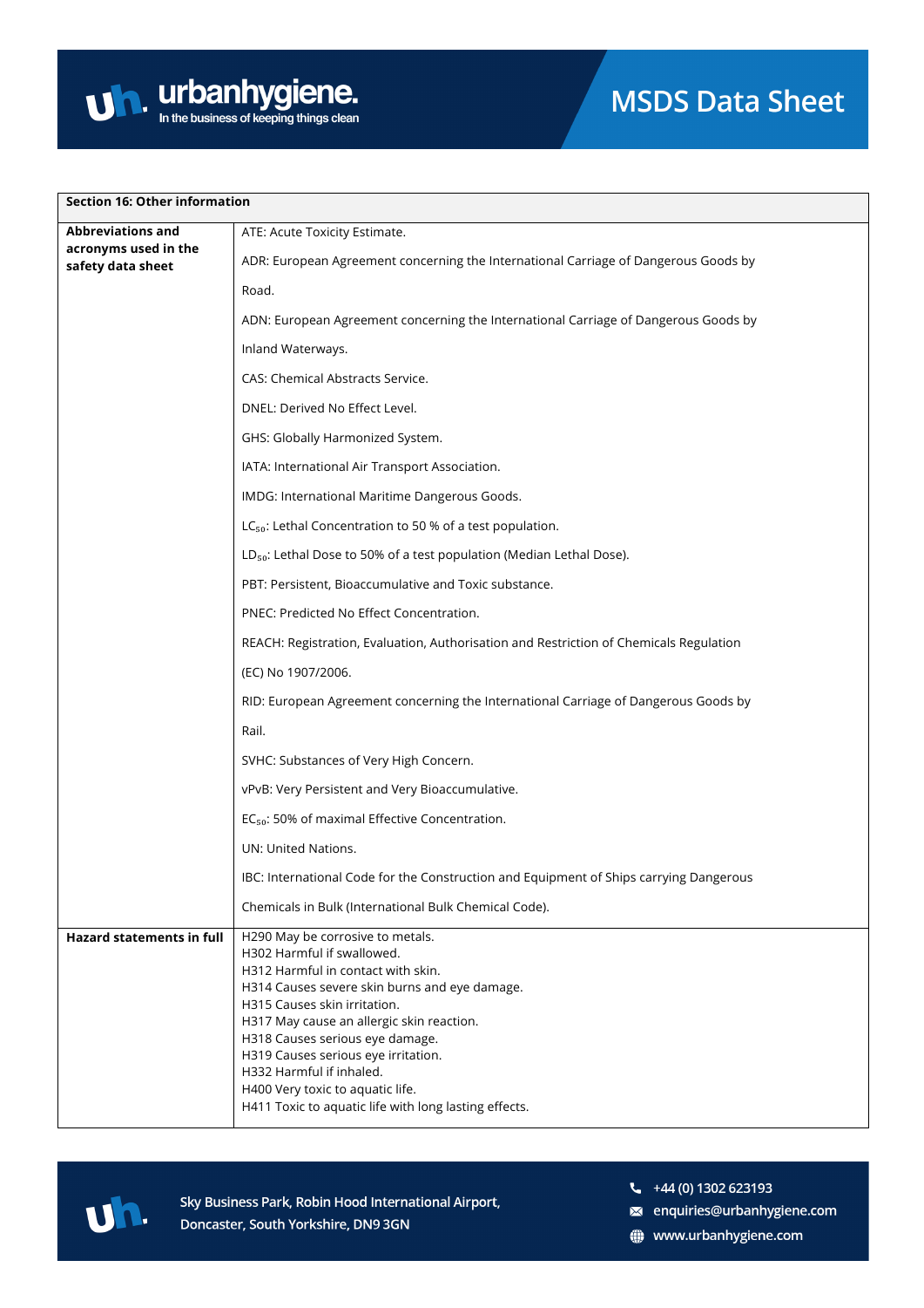| Section 16: Other information | |
|---|---|
| **Abbreviations and acronyms used in the safety data sheet** | ATE: Acute Toxicity Estimate.<br>ADR: European Agreement concerning the International Carriage of Dangerous Goods by Road.<br>ADN: European Agreement concerning the International Carriage of Dangerous Goods by Inland Waterways.<br>CAS: Chemical Abstracts Service.<br>DNEL: Derived No Effect Level.<br>GHS: Globally Harmonized System.<br>IATA: International Air Transport Association.<br>IMDG: International Maritime Dangerous Goods.<br>$LC_{50}$: Lethal Concentration to 50 % of a test population.<br>$LD_{50}$: Lethal Dose to 50% of a test population (Median Lethal Dose).<br>PBT: Persistent, Bioaccumulative and Toxic substance.<br>PNEC: Predicted No Effect Concentration.<br>REACH: Registration, Evaluation, Authorisation and Restriction of Chemicals Regulation (EC) No 1907/2006.<br>RID: European Agreement concerning the International Carriage of Dangerous Goods by Rail.<br>SVHC: Substances of Very High Concern.<br>vPvB: Very Persistent and Very Bioaccumulative.<br>$EC_{50}$: 50% of maximal Effective Concentration.<br>UN: United Nations.<br>IBC: International Code for the Construction and Equipment of Ships carrying Dangerous Chemicals in Bulk (International Bulk Chemical Code). |
| **Hazard statements in full** | H290 May be corrosive to metals.<br>H302 Harmful if swallowed.<br>H312 Harmful in contact with skin.<br>H314 Causes severe skin burns and eye damage.<br>H315 Causes skin irritation.<br>H317 May cause an allergic skin reaction.<br>H318 Causes serious eye damage.<br>H319 Causes serious eye irritation.<br>H332 Harmful if inhaled.<br>H400 Very toxic to aquatic life.<br>H411 Toxic to aquatic life with long lasting effects. |